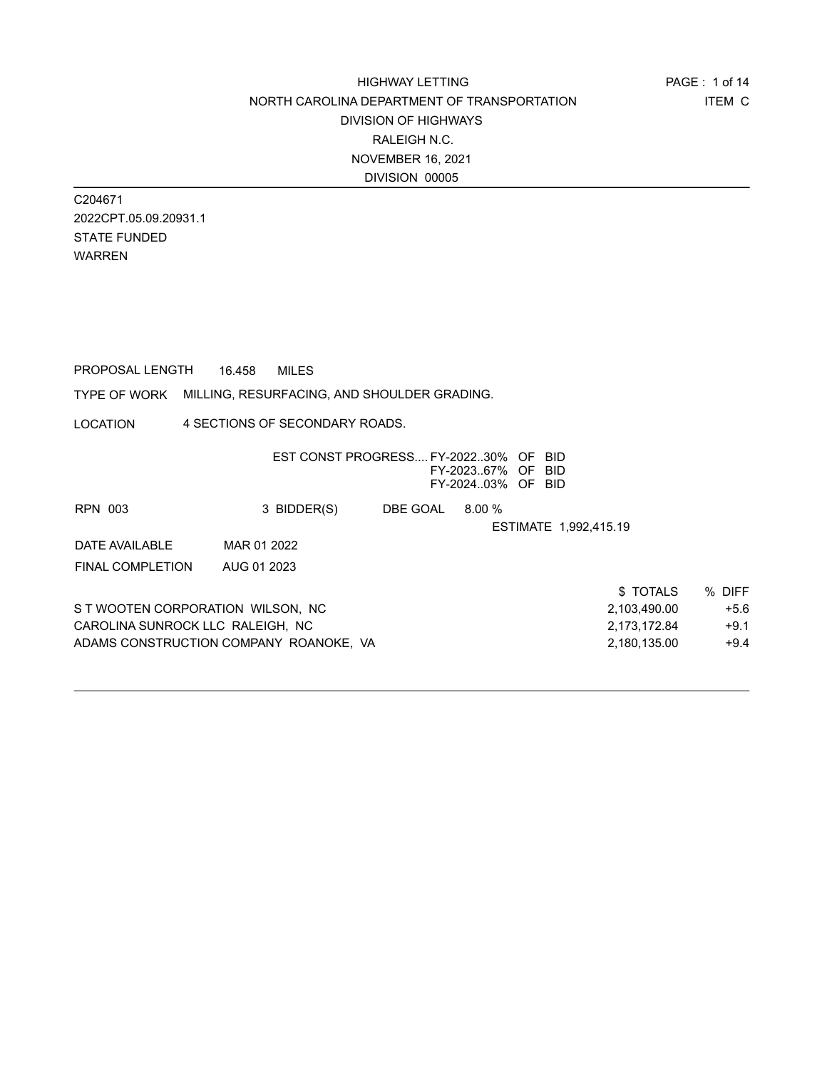HIGHWAY LETTING
NORTH CAROLINA DEPARTMENT OF TRANSPORTATION
DIVISION OF HIGHWAYS
RALEIGH N.C.
NOVEMBER 16, 2021
DIVISION 00005

ITEM C

C204671
2022CPT.05.09.20931.1
STATE FUNDED
WARREN

PROPOSAL LENGTH 16.458 MILES

TYPE OF WORK MILLING, RESURFACING, AND SHOULDER GRADING.

LOCATION 4 SECTIONS OF SECONDARY ROADS.

EST CONST PROGRESS.... FY-2022..30% OF BID
FY-2023..67% OF BID
FY-2024..03% OF BID

RPN 003 3 BIDDER(S) DBE GOAL 8.00 %

ESTIMATE 1,992,415.19

DATE AVAILABLE MAR 01 2022

FINAL COMPLETION AUG 01 2023

| | $ TOTALS | % DIFF |
|---|---|---|
| S T WOOTEN CORPORATION WILSON, NC | 2,103,490.00 | +5.6 |
| CAROLINA SUNROCK LLC RALEIGH, NC | 2,173,172.84 | +9.1 |
| ADAMS CONSTRUCTION COMPANY ROANOKE, VA | 2,180,135.00 | +9.4 |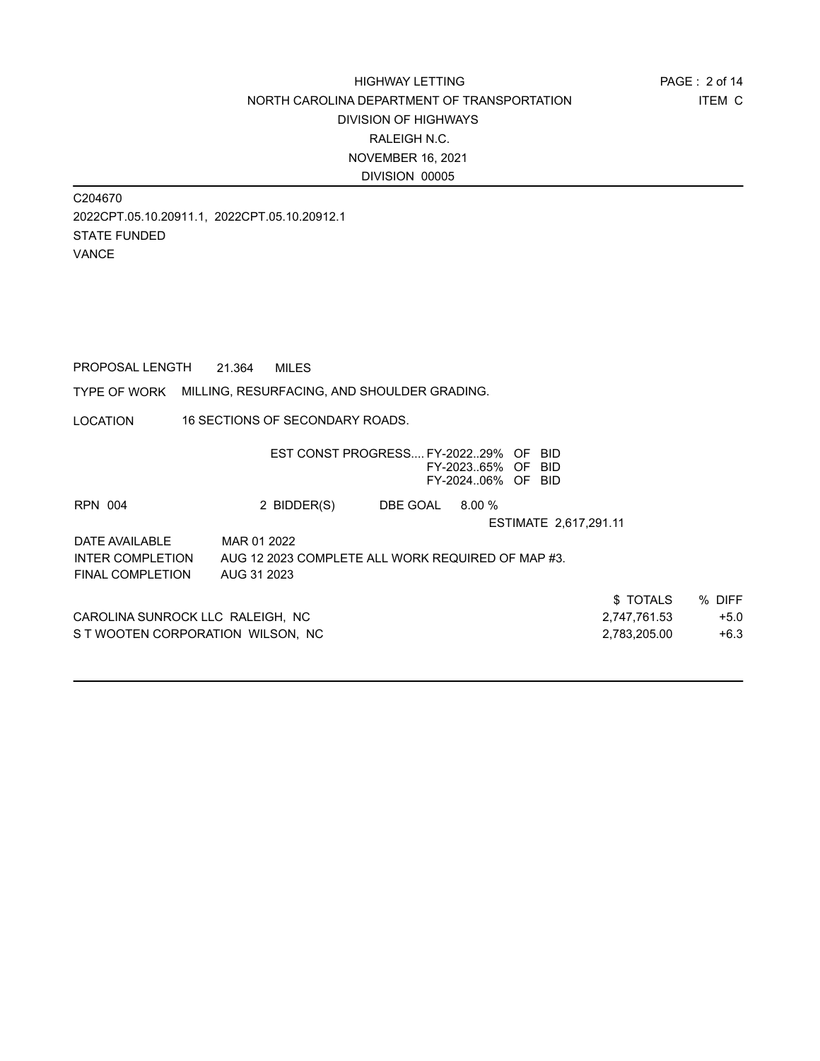HIGHWAY LETTING
NORTH CAROLINA DEPARTMENT OF TRANSPORTATION
DIVISION OF HIGHWAYS
RALEIGH N.C.
NOVEMBER 16, 2021
DIVISION 00005

ITEM C

C204670
2022CPT.05.10.20911.1, 2022CPT.05.10.20912.1
STATE FUNDED
VANCE

PROPOSAL LENGTH 21.364 MILES

TYPE OF WORK MILLING, RESURFACING, AND SHOULDER GRADING.

LOCATION 16 SECTIONS OF SECONDARY ROADS.

EST CONST PROGRESS.... FY-2022..29% OF BID
FY-2023..65% OF BID
FY-2024..06% OF BID

RPN 004 2 BIDDER(S) DBE GOAL 8.00 %

ESTIMATE 2,617,291.11

DATE AVAILABLE MAR 01 2022
INTER COMPLETION AUG 12 2023 COMPLETE ALL WORK REQUIRED OF MAP #3.
FINAL COMPLETION AUG 31 2023

| | $ TOTALS | % DIFF |
|---|---|---|
| CAROLINA SUNROCK LLC RALEIGH, NC | 2,747,761.53 | +5.0 |
| S T WOOTEN CORPORATION WILSON, NC | 2,783,205.00 | +6.3 |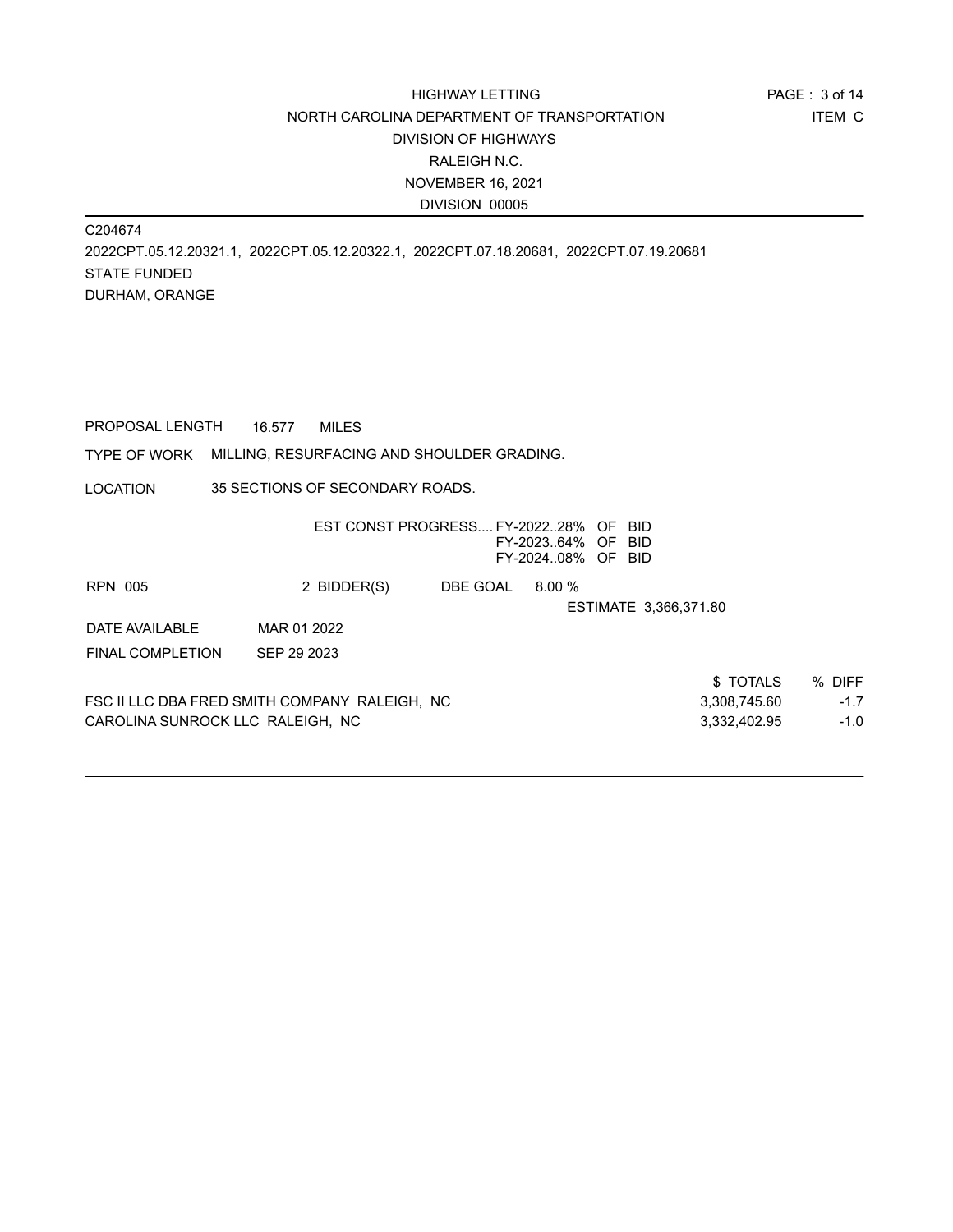HIGHWAY LETTING
NORTH CAROLINA DEPARTMENT OF TRANSPORTATION
DIVISION OF HIGHWAYS
RALEIGH N.C.
NOVEMBER 16, 2021
DIVISION 00005

ITEM C

C204674
2022CPT.05.12.20321.1, 2022CPT.05.12.20322.1, 2022CPT.07.18.20681, 2022CPT.07.19.20681
STATE FUNDED
DURHAM, ORANGE

PROPOSAL LENGTH 16.577 MILES

TYPE OF WORK MILLING, RESURFACING AND SHOULDER GRADING.

LOCATION 35 SECTIONS OF SECONDARY ROADS.

EST CONST PROGRESS.... FY-2022..28% OF BID
FY-2023..64% OF BID
FY-2024..08% OF BID

RPN 005 2 BIDDER(S) DBE GOAL 8.00 %

ESTIMATE 3,366,371.80

DATE AVAILABLE MAR 01 2022

FINAL COMPLETION SEP 29 2023

| | $ TOTALS | % DIFF |
|---|---|---|
| FSC II LLC DBA FRED SMITH COMPANY RALEIGH, NC | 3,308,745.60 | -1.7 |
| CAROLINA SUNROCK LLC RALEIGH, NC | 3,332,402.95 | -1.0 |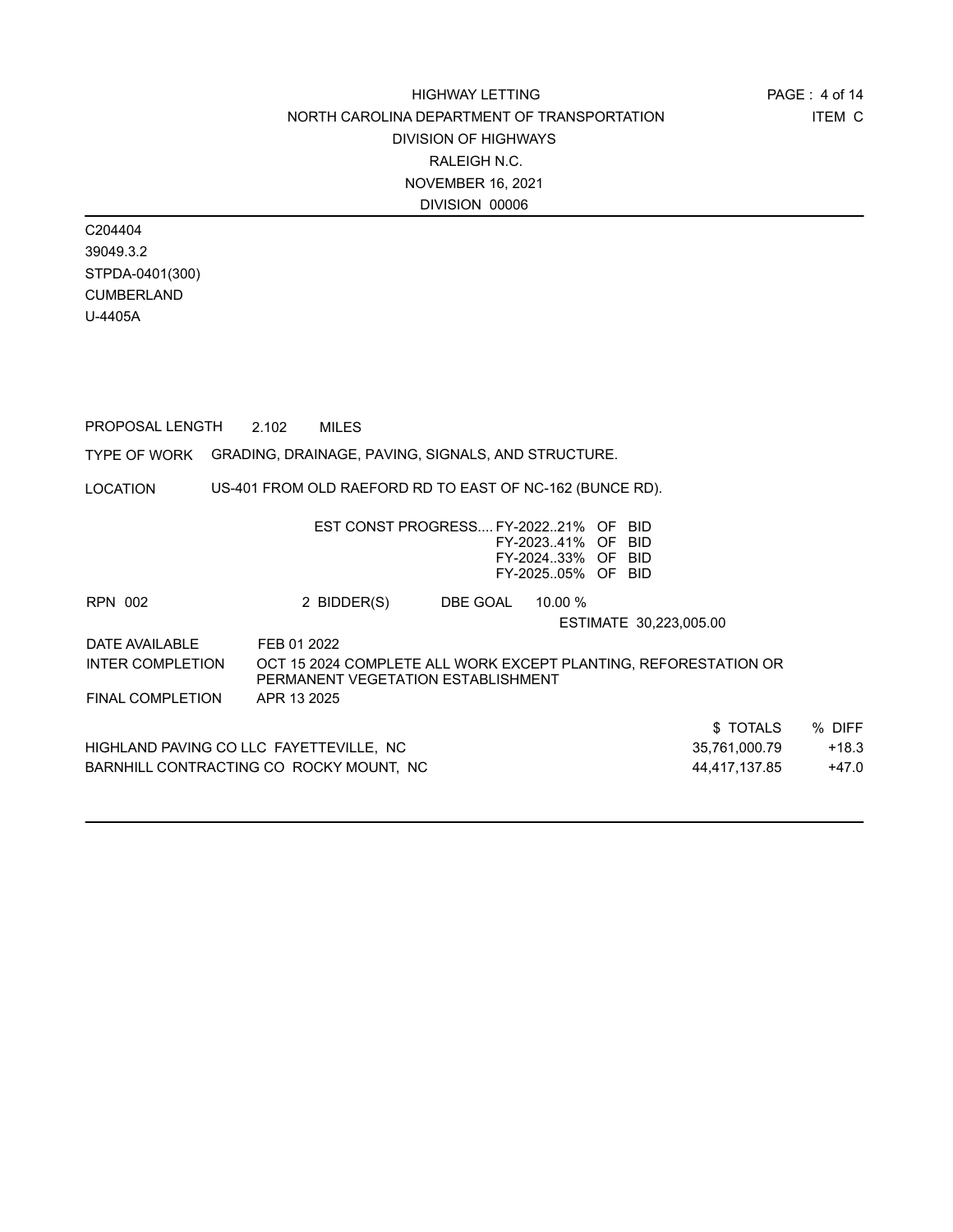HIGHWAY LETTING
NORTH CAROLINA DEPARTMENT OF TRANSPORTATION
DIVISION OF HIGHWAYS
RALEIGH N.C.
NOVEMBER 16, 2021
DIVISION 00006

ITEM C

C204404
39049.3.2
STPDA-0401(300)
CUMBERLAND
U-4405A

PROPOSAL LENGTH 2.102 MILES

TYPE OF WORK GRADING, DRAINAGE, PAVING, SIGNALS, AND STRUCTURE.

LOCATION US-401 FROM OLD RAEFORD RD TO EAST OF NC-162 (BUNCE RD).

EST CONST PROGRESS.... FY-2022..21% OF BID
FY-2023..41% OF BID
FY-2024..33% OF BID
FY-2025..05% OF BID

RPN 002 2 BIDDER(S) DBE GOAL 10.00 %

ESTIMATE 30,223,005.00

DATE AVAILABLE FEB 01 2022

INTER COMPLETION OCT 15 2024 COMPLETE ALL WORK EXCEPT PLANTING, REFORESTATION OR PERMANENT VEGETATION ESTABLISHMENT

FINAL COMPLETION APR 13 2025

| | $ TOTALS | % DIFF |
|---|---|---|
| HIGHLAND PAVING CO LLC FAYETTEVILLE, NC | 35,761,000.79 | +18.3 |
| BARNHILL CONTRACTING CO ROCKY MOUNT, NC | 44,417,137.85 | +47.0 |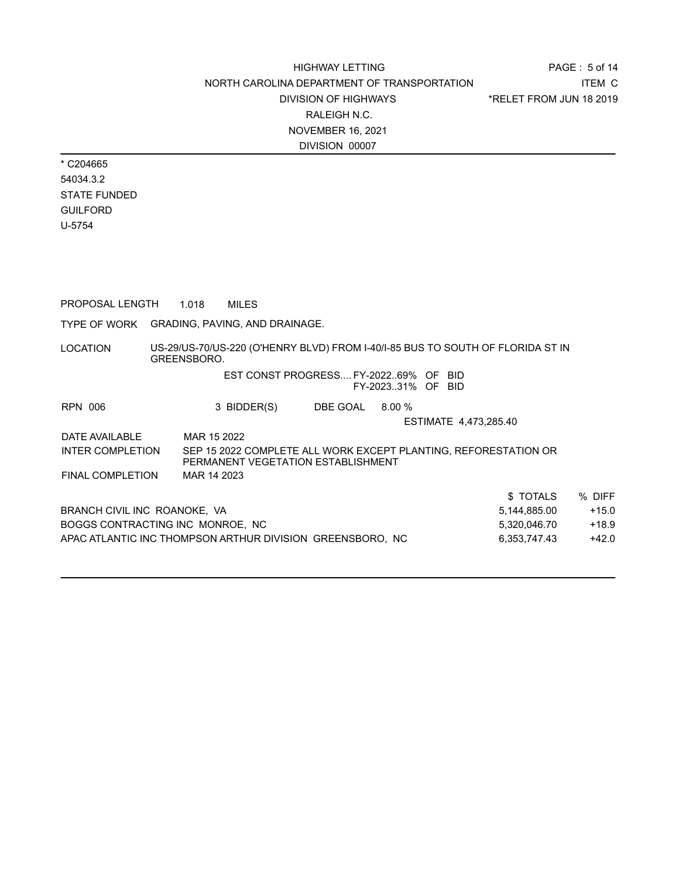HIGHWAY LETTING
NORTH CAROLINA DEPARTMENT OF TRANSPORTATION
DIVISION OF HIGHWAYS
RALEIGH N.C.
NOVEMBER 16, 2021
DIVISION 00007

ITEM C
*RELET FROM JUN 18 2019

* C204665
54034.3.2
STATE FUNDED
GUILFORD
U-5754

PROPOSAL LENGTH 1.018 MILES

TYPE OF WORK GRADING, PAVING, AND DRAINAGE.

LOCATION US-29/US-70/US-220 (O'HENRY BLVD) FROM I-40/I-85 BUS TO SOUTH OF FLORIDA ST IN GREENSBORO.

EST CONST PROGRESS.... FY-2022..69% OF BID
FY-2023..31% OF BID

RPN 006 3 BIDDER(S) DBE GOAL 8.00 %

ESTIMATE 4,473,285.40

DATE AVAILABLE MAR 15 2022

INTER COMPLETION SEP 15 2022 COMPLETE ALL WORK EXCEPT PLANTING, REFORESTATION OR PERMANENT VEGETATION ESTABLISHMENT

FINAL COMPLETION MAR 14 2023

| | $ TOTALS | % DIFF |
|---|---|---|
| BRANCH CIVIL INC ROANOKE, VA | 5,144,885.00 | +15.0 |
| BOGGS CONTRACTING INC MONROE, NC | 5,320,046.70 | +18.9 |
| APAC ATLANTIC INC THOMPSON ARTHUR DIVISION GREENSBORO, NC | 6,353,747.43 | +42.0 |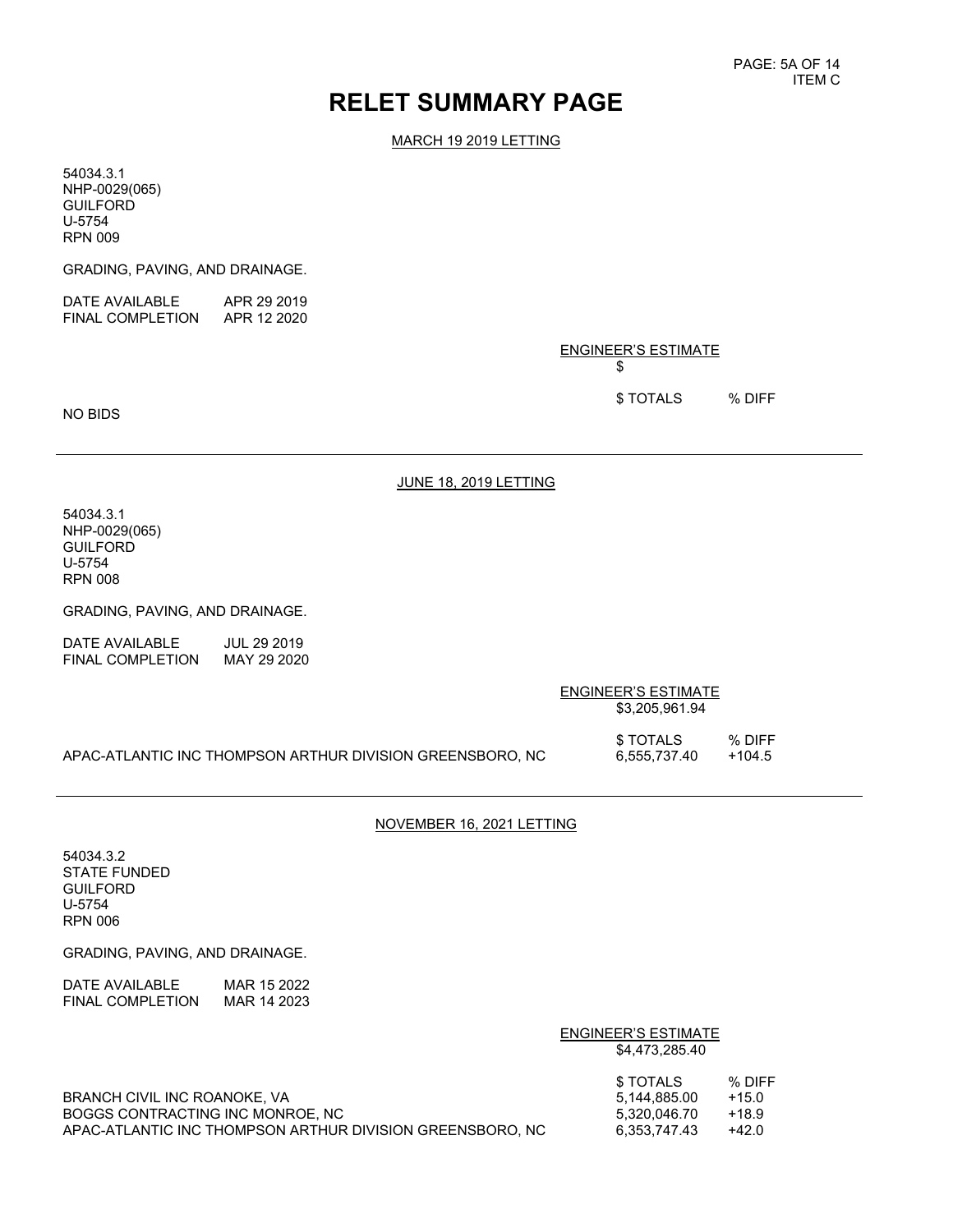# RELET SUMMARY PAGE

ITEM C

## MARCH 19 2019 LETTING

54034.3.1
NHP-0029(065)
GUILFORD
U-5754
RPN 009

GRADING, PAVING, AND DRAINAGE.

DATE AVAILABLE APR 29 2019
FINAL COMPLETION APR 12 2020

ENGINEER'S ESTIMATE
$

| | $ TOTALS | % DIFF |
|---|---|---|
| NO BIDS | | |

---

## JUNE 18, 2019 LETTING

54034.3.1
NHP-0029(065)
GUILFORD
U-5754
RPN 008

GRADING, PAVING, AND DRAINAGE.

DATE AVAILABLE JUL 29 2019
FINAL COMPLETION MAY 29 2020

ENGINEER'S ESTIMATE
$3,205,961.94

| | $ TOTALS | % DIFF |
|---|---|---|
| APAC-ATLANTIC INC THOMPSON ARTHUR DIVISION GREENSBORO, NC | 6,555,737.40 | +104.5 |

---

## NOVEMBER 16, 2021 LETTING

54034.3.2
STATE FUNDED
GUILFORD
U-5754
RPN 006

GRADING, PAVING, AND DRAINAGE.

DATE AVAILABLE MAR 15 2022
FINAL COMPLETION MAR 14 2023

ENGINEER'S ESTIMATE
$4,473,285.40

| | $ TOTALS | % DIFF |
|---|---|---|
| BRANCH CIVIL INC ROANOKE, VA | 5,144,885.00 | +15.0 |
| BOGGS CONTRACTING INC MONROE, NC | 5,320,046.70 | +18.9 |
| APAC-ATLANTIC INC THOMPSON ARTHUR DIVISION GREENSBORO, NC | 6,353,747.43 | +42.0 |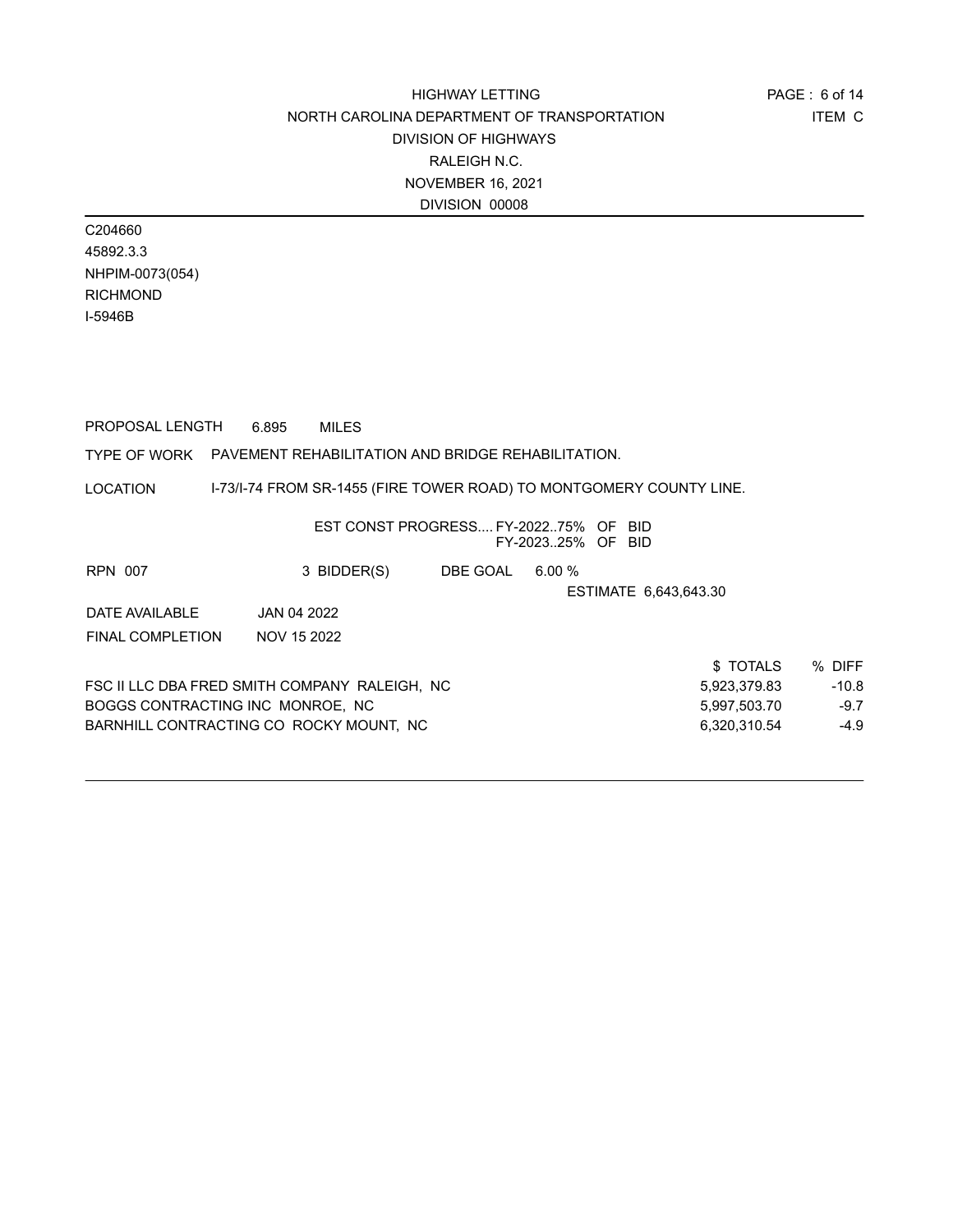HIGHWAY LETTING
NORTH CAROLINA DEPARTMENT OF TRANSPORTATION
DIVISION OF HIGHWAYS
RALEIGH N.C.
NOVEMBER 16, 2021
DIVISION 00008

ITEM C

C204660
45892.3.3
NHPIM-0073(054)
RICHMOND
I-5946B

PROPOSAL LENGTH 6.895 MILES

TYPE OF WORK PAVEMENT REHABILITATION AND BRIDGE REHABILITATION.

LOCATION I-73/I-74 FROM SR-1455 (FIRE TOWER ROAD) TO MONTGOMERY COUNTY LINE.

EST CONST PROGRESS.... FY-2022..75% OF BID
FY-2023..25% OF BID

RPN 007 3 BIDDER(S) DBE GOAL 6.00 %

ESTIMATE 6,643,643.30

DATE AVAILABLE JAN 04 2022

FINAL COMPLETION NOV 15 2022

| | $ TOTALS | % DIFF |
|---|---|---|
| FSC II LLC DBA FRED SMITH COMPANY RALEIGH, NC | 5,923,379.83 | -10.8 |
| BOGGS CONTRACTING INC MONROE, NC | 5,997,503.70 | -9.7 |
| BARNHILL CONTRACTING CO ROCKY MOUNT, NC | 6,320,310.54 | -4.9 |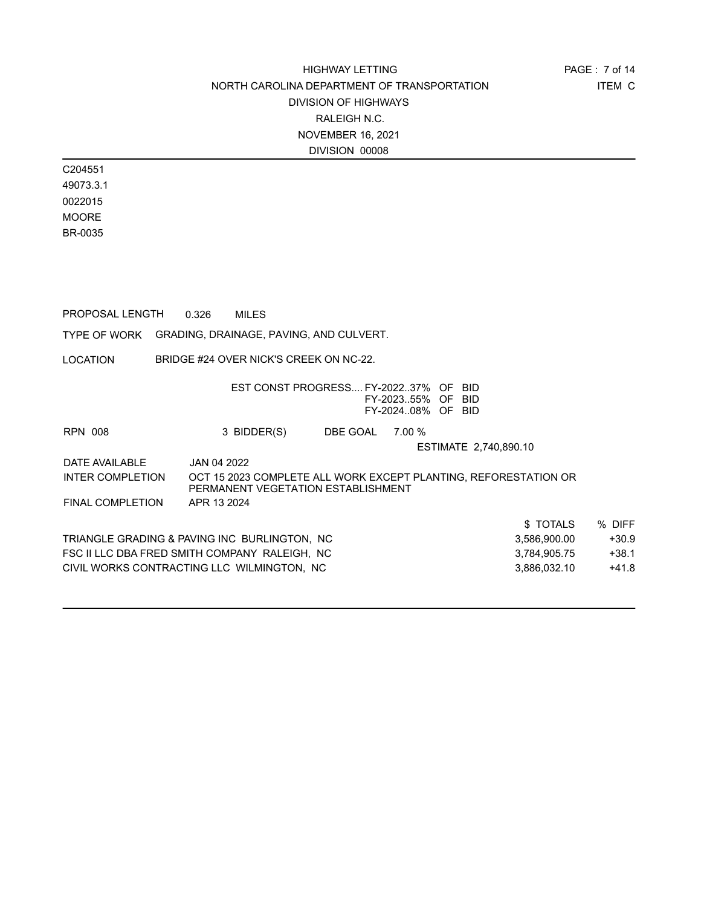HIGHWAY LETTING
NORTH CAROLINA DEPARTMENT OF TRANSPORTATION
DIVISION OF HIGHWAYS
RALEIGH N.C.
NOVEMBER 16, 2021
DIVISION 00008

ITEM C

C204551
49073.3.1
0022015
MOORE
BR-0035

PROPOSAL LENGTH 0.326 MILES

TYPE OF WORK GRADING, DRAINAGE, PAVING, AND CULVERT.

LOCATION BRIDGE #24 OVER NICK'S CREEK ON NC-22.

EST CONST PROGRESS.... FY-2022..37% OF BID
FY-2023..55% OF BID
FY-2024..08% OF BID

RPN 008 3 BIDDER(S) DBE GOAL 7.00 %

ESTIMATE 2,740,890.10

DATE AVAILABLE JAN 04 2022

INTER COMPLETION OCT 15 2023 COMPLETE ALL WORK EXCEPT PLANTING, REFORESTATION OR PERMANENT VEGETATION ESTABLISHMENT

FINAL COMPLETION APR 13 2024

| | $ TOTALS | % DIFF |
|---|---|---|
| TRIANGLE GRADING & PAVING INC BURLINGTON, NC | 3,586,900.00 | +30.9 |
| FSC II LLC DBA FRED SMITH COMPANY RALEIGH, NC | 3,784,905.75 | +38.1 |
| CIVIL WORKS CONTRACTING LLC WILMINGTON, NC | 3,886,032.10 | +41.8 |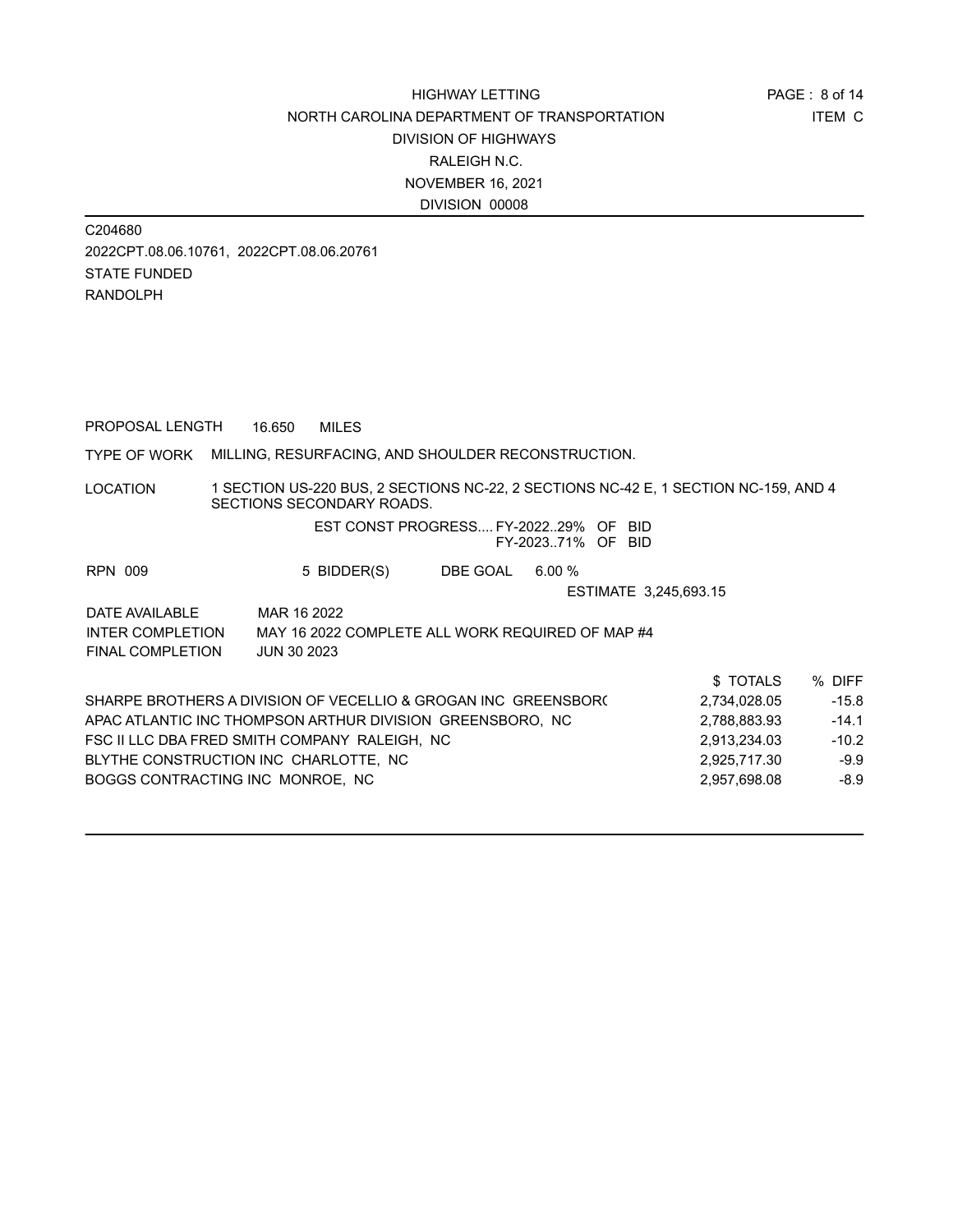HIGHWAY LETTING
NORTH CAROLINA DEPARTMENT OF TRANSPORTATION
DIVISION OF HIGHWAYS
RALEIGH N.C.
NOVEMBER 16, 2021
DIVISION 00008

ITEM C

C204680
2022CPT.08.06.10761, 2022CPT.08.06.20761
STATE FUNDED
RANDOLPH

PROPOSAL LENGTH 16.650 MILES

TYPE OF WORK MILLING, RESURFACING, AND SHOULDER RECONSTRUCTION.

LOCATION 1 SECTION US-220 BUS, 2 SECTIONS NC-22, 2 SECTIONS NC-42 E, 1 SECTION NC-159, AND 4 SECTIONS SECONDARY ROADS.

EST CONST PROGRESS.... FY-2022..29% OF BID
FY-2023..71% OF BID

RPN 009 5 BIDDER(S) DBE GOAL 6.00 %

ESTIMATE 3,245,693.15

DATE AVAILABLE MAR 16 2022
INTER COMPLETION MAY 16 2022 COMPLETE ALL WORK REQUIRED OF MAP #4
FINAL COMPLETION JUN 30 2023

| | $ TOTALS | % DIFF |
|---|---|---|
| SHARPE BROTHERS A DIVISION OF VECELLIO & GROGAN INC GREENSBORO | 2,734,028.05 | -15.8 |
| APAC ATLANTIC INC THOMPSON ARTHUR DIVISION GREENSBORO, NC | 2,788,883.93 | -14.1 |
| FSC II LLC DBA FRED SMITH COMPANY RALEIGH, NC | 2,913,234.03 | -10.2 |
| BLYTHE CONSTRUCTION INC CHARLOTTE, NC | 2,925,717.30 | -9.9 |
| BOGGS CONTRACTING INC MONROE, NC | 2,957,698.08 | -8.9 |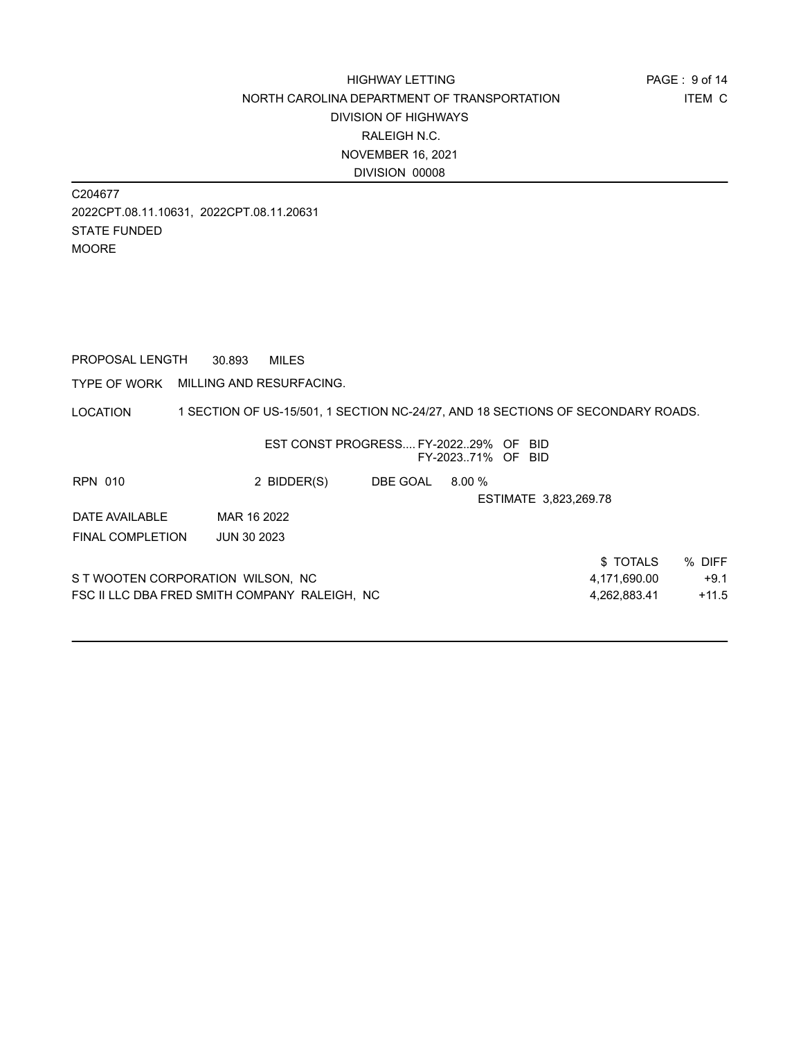HIGHWAY LETTING
NORTH CAROLINA DEPARTMENT OF TRANSPORTATION
DIVISION OF HIGHWAYS
RALEIGH N.C.
NOVEMBER 16, 2021
DIVISION 00008

ITEM C

C204677
2022CPT.08.11.10631, 2022CPT.08.11.20631
STATE FUNDED
MOORE

PROPOSAL LENGTH 30.893 MILES

TYPE OF WORK MILLING AND RESURFACING.

LOCATION 1 SECTION OF US-15/501, 1 SECTION NC-24/27, AND 18 SECTIONS OF SECONDARY ROADS.

EST CONST PROGRESS.... FY-2022..29% OF BID
FY-2023..71% OF BID

RPN 010 2 BIDDER(S) DBE GOAL 8.00 %

ESTIMATE 3,823,269.78

DATE AVAILABLE MAR 16 2022

FINAL COMPLETION JUN 30 2023

| | $ TOTALS | % DIFF |
| --- | --- | --- |
| S T WOOTEN CORPORATION WILSON, NC | 4,171,690.00 | +9.1 |
| FSC II LLC DBA FRED SMITH COMPANY RALEIGH, NC | 4,262,883.41 | +11.5 |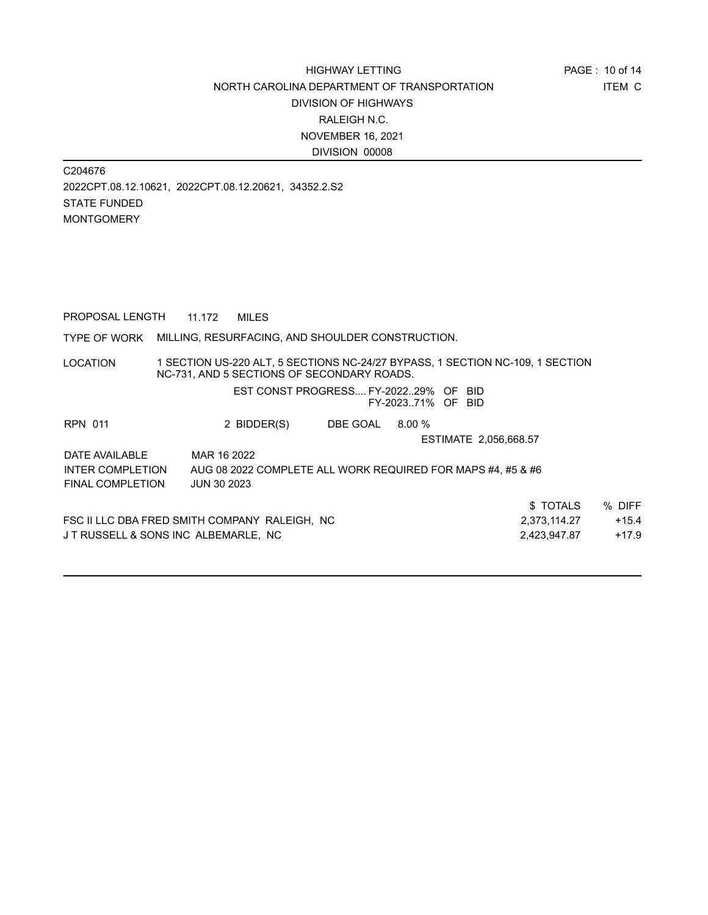HIGHWAY LETTING
NORTH CAROLINA DEPARTMENT OF TRANSPORTATION
DIVISION OF HIGHWAYS
RALEIGH N.C.
NOVEMBER 16, 2021
DIVISION 00008

ITEM C

C204676
2022CPT.08.12.10621, 2022CPT.08.12.20621, 34352.2.S2
STATE FUNDED
MONTGOMERY

PROPOSAL LENGTH 11.172 MILES

TYPE OF WORK MILLING, RESURFACING, AND SHOULDER CONSTRUCTION.

LOCATION 1 SECTION US-220 ALT, 5 SECTIONS NC-24/27 BYPASS, 1 SECTION NC-109, 1 SECTION NC-731, AND 5 SECTIONS OF SECONDARY ROADS.

EST CONST PROGRESS.... FY-2022..29% OF BID
FY-2023..71% OF BID

RPN 011 2 BIDDER(S) DBE GOAL 8.00 %

ESTIMATE 2,056,668.57

DATE AVAILABLE MAR 16 2022
INTER COMPLETION AUG 08 2022 COMPLETE ALL WORK REQUIRED FOR MAPS #4, #5 & #6
FINAL COMPLETION JUN 30 2023

| | $ TOTALS | % DIFF |
|---|---|---|
| FSC II LLC DBA FRED SMITH COMPANY RALEIGH, NC | 2,373,114.27 | +15.4 |
| J T RUSSELL & SONS INC ALBEMARLE, NC | 2,423,947.87 | +17.9 |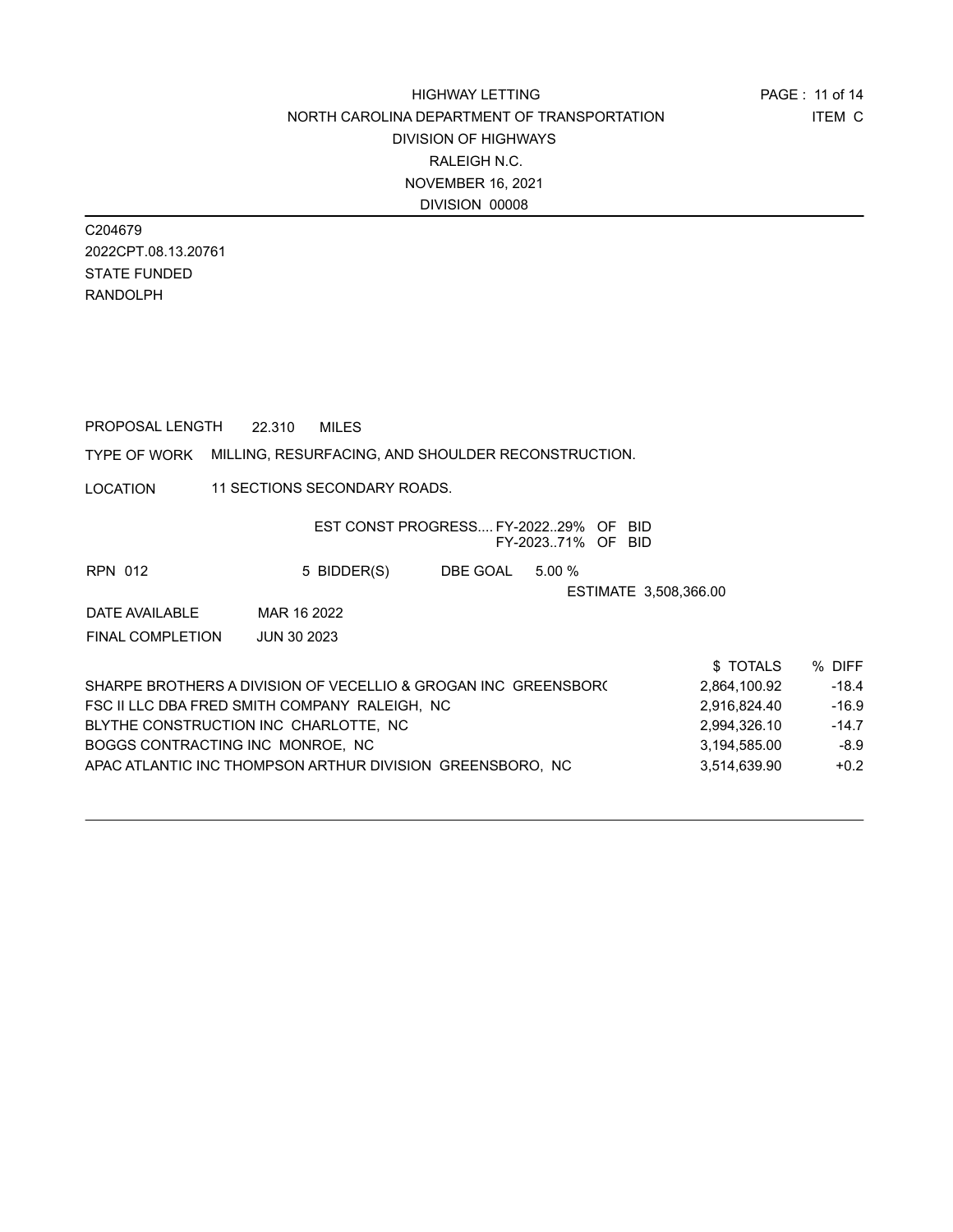HIGHWAY LETTING
NORTH CAROLINA DEPARTMENT OF TRANSPORTATION
DIVISION OF HIGHWAYS
RALEIGH N.C.
NOVEMBER 16, 2021
DIVISION 00008

ITEM C

C204679
2022CPT.08.13.20761
STATE FUNDED
RANDOLPH

PROPOSAL LENGTH 22.310 MILES

TYPE OF WORK MILLING, RESURFACING, AND SHOULDER RECONSTRUCTION.

LOCATION 11 SECTIONS SECONDARY ROADS.

EST CONST PROGRESS.... FY-2022..29% OF BID
FY-2023..71% OF BID

RPN 012 5 BIDDER(S) DBE GOAL 5.00 %

ESTIMATE 3,508,366.00

DATE AVAILABLE MAR 16 2022

FINAL COMPLETION JUN 30 2023

| | $ TOTALS | % DIFF |
|---|---|---|
| SHARPE BROTHERS A DIVISION OF VECELLIO & GROGAN INC GREENSBOR( | 2,864,100.92 | -18.4 |
| FSC II LLC DBA FRED SMITH COMPANY RALEIGH, NC | 2,916,824.40 | -16.9 |
| BLYTHE CONSTRUCTION INC CHARLOTTE, NC | 2,994,326.10 | -14.7 |
| BOGGS CONTRACTING INC MONROE, NC | 3,194,585.00 | -8.9 |
| APAC ATLANTIC INC THOMPSON ARTHUR DIVISION GREENSBORO, NC | 3,514,639.90 | +0.2 |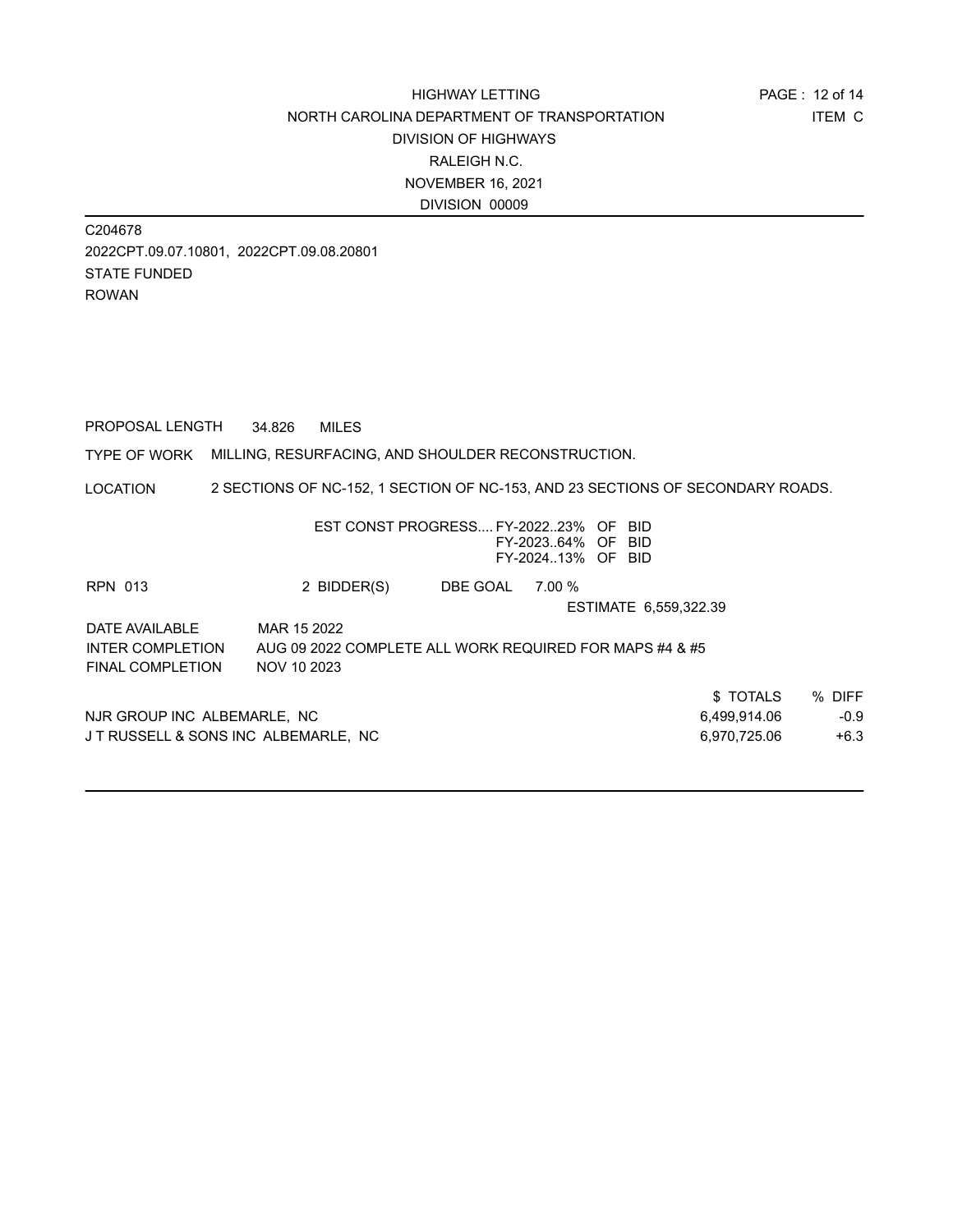HIGHWAY LETTING
NORTH CAROLINA DEPARTMENT OF TRANSPORTATION
DIVISION OF HIGHWAYS
RALEIGH N.C.
NOVEMBER 16, 2021
DIVISION 00009

ITEM C

C204678
2022CPT.09.07.10801, 2022CPT.09.08.20801
STATE FUNDED
ROWAN

PROPOSAL LENGTH 34.826 MILES

TYPE OF WORK MILLING, RESURFACING, AND SHOULDER RECONSTRUCTION.

LOCATION 2 SECTIONS OF NC-152, 1 SECTION OF NC-153, AND 23 SECTIONS OF SECONDARY ROADS.

EST CONST PROGRESS.... FY-2022..23% OF BID
FY-2023..64% OF BID
FY-2024..13% OF BID

RPN 013 2 BIDDER(S) DBE GOAL 7.00 %

ESTIMATE 6,559,322.39

DATE AVAILABLE MAR 15 2022
INTER COMPLETION AUG 09 2022 COMPLETE ALL WORK REQUIRED FOR MAPS #4 & #5
FINAL COMPLETION NOV 10 2023

| | $ TOTALS | % DIFF |
|---|---|---|
| NJR GROUP INC ALBEMARLE, NC | 6,499,914.06 | -0.9 |
| J T RUSSELL & SONS INC ALBEMARLE, NC | 6,970,725.06 | +6.3 |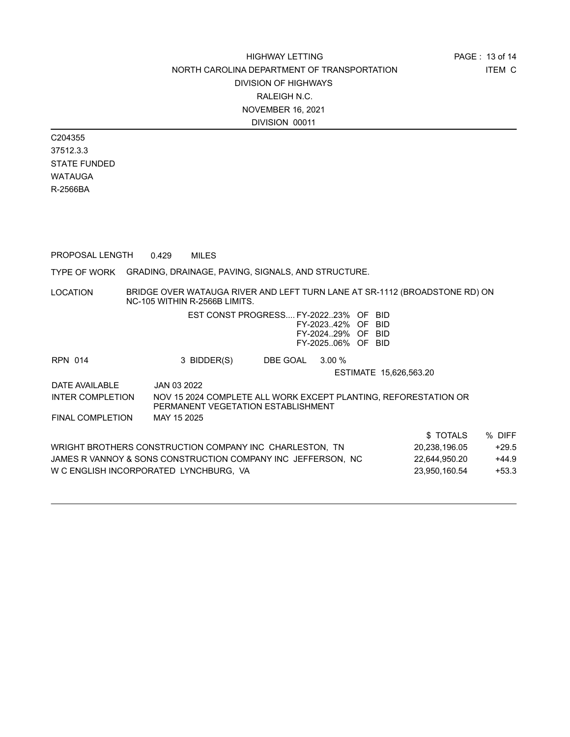HIGHWAY LETTING
NORTH CAROLINA DEPARTMENT OF TRANSPORTATION
DIVISION OF HIGHWAYS
RALEIGH N.C.
NOVEMBER 16, 2021
DIVISION 00011

ITEM C

C204355
37512.3.3
STATE FUNDED
WATAUGA
R-2566BA

PROPOSAL LENGTH 0.429 MILES

TYPE OF WORK GRADING, DRAINAGE, PAVING, SIGNALS, AND STRUCTURE.

LOCATION BRIDGE OVER WATAUGA RIVER AND LEFT TURN LANE AT SR-1112 (BROADSTONE RD) ON NC-105 WITHIN R-2566B LIMITS.

EST CONST PROGRESS.... FY-2022..23% OF BID
FY-2023..42% OF BID
FY-2024..29% OF BID
FY-2025..06% OF BID

RPN 014 3 BIDDER(S) DBE GOAL 3.00 %

ESTIMATE 15,626,563.20

DATE AVAILABLE JAN 03 2022

INTER COMPLETION NOV 15 2024 COMPLETE ALL WORK EXCEPT PLANTING, REFORESTATION OR PERMANENT VEGETATION ESTABLISHMENT

FINAL COMPLETION MAY 15 2025

| | $ TOTALS | % DIFF |
|---|---|---|
| WRIGHT BROTHERS CONSTRUCTION COMPANY INC CHARLESTON, TN | 20,238,196.05 | +29.5 |
| JAMES R VANNOY & SONS CONSTRUCTION COMPANY INC JEFFERSON, NC | 22,644,950.20 | +44.9 |
| W C ENGLISH INCORPORATED LYNCHBURG, VA | 23,950,160.54 | +53.3 |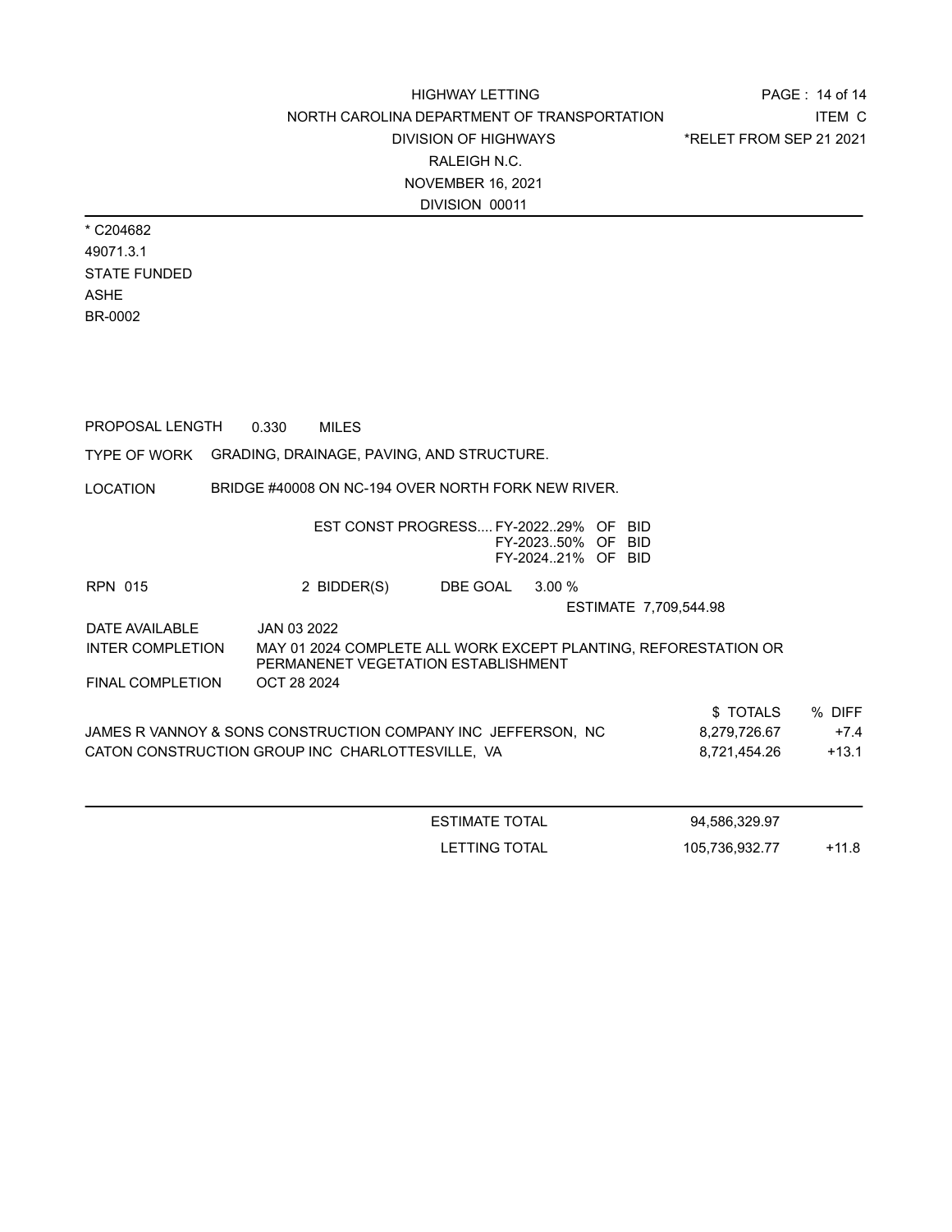HIGHWAY LETTING
NORTH CAROLINA DEPARTMENT OF TRANSPORTATION
DIVISION OF HIGHWAYS
RALEIGH N.C.
NOVEMBER 16, 2021
DIVISION 00011

ITEM C
*RELET FROM SEP 21 2021

* C204682
49071.3.1
STATE FUNDED
ASHE
BR-0002

PROPOSAL LENGTH 0.330 MILES

TYPE OF WORK GRADING, DRAINAGE, PAVING, AND STRUCTURE.

LOCATION BRIDGE #40008 ON NC-194 OVER NORTH FORK NEW RIVER.

EST CONST PROGRESS.... FY-2022..29% OF BID
FY-2023..50% OF BID
FY-2024..21% OF BID

RPN 015 2 BIDDER(S) DBE GOAL 3.00 %

ESTIMATE 7,709,544.98

DATE AVAILABLE JAN 03 2022

INTER COMPLETION MAY 01 2024 COMPLETE ALL WORK EXCEPT PLANTING, REFORESTATION OR PERMANENET VEGETATION ESTABLISHMENT

FINAL COMPLETION OCT 28 2024

| | $ TOTALS | % DIFF |
|---|---|---|
| JAMES R VANNOY & SONS CONSTRUCTION COMPANY INC JEFFERSON, NC | 8,279,726.67 | +7.4 |
| CATON CONSTRUCTION GROUP INC CHARLOTTESVILLE, VA | 8,721,454.26 | +13.1 |

| | | |
|---|---|---|
| ESTIMATE TOTAL | 94,586,329.97 | |
| LETTING TOTAL | 105,736,932.77 | +11.8 |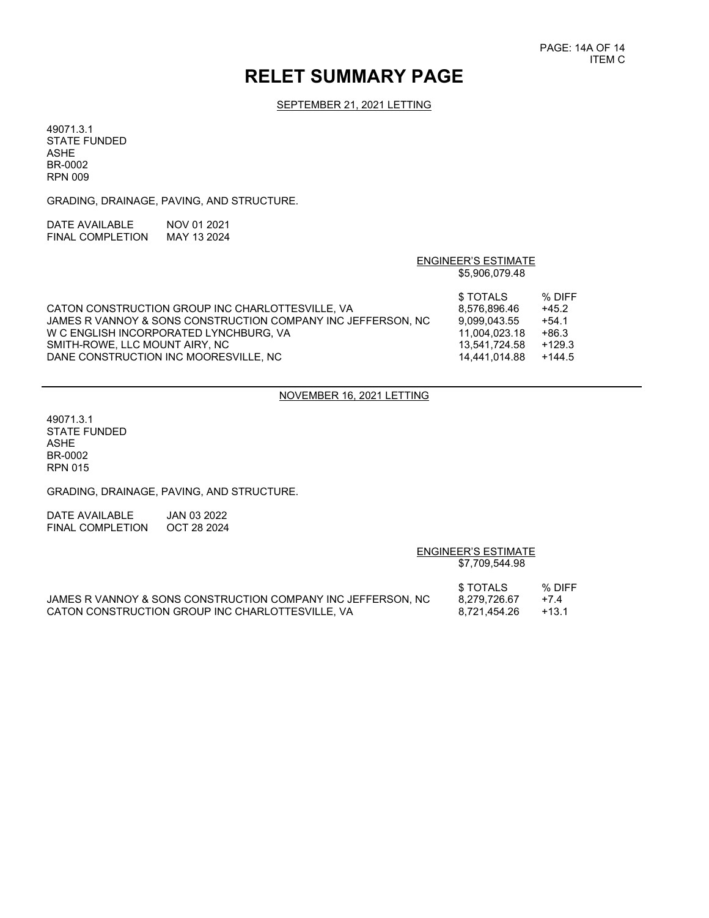# RELET SUMMARY PAGE

ITEM C

## SEPTEMBER 21, 2021 LETTING

49071.3.1
STATE FUNDED
ASHE
BR-0002
RPN 009

GRADING, DRAINAGE, PAVING, AND STRUCTURE.

DATE AVAILABLE NOV 01 2021
FINAL COMPLETION MAY 13 2024

ENGINEER'S ESTIMATE
$5,906,079.48

| | $ TOTALS | % DIFF |
|---|---|---|
| CATON CONSTRUCTION GROUP INC CHARLOTTESVILLE, VA | 8,576,896.46 | +45.2 |
| JAMES R VANNOY & SONS CONSTRUCTION COMPANY INC JEFFERSON, NC | 9,099,043.55 | +54.1 |
| W C ENGLISH INCORPORATED LYNCHBURG, VA | 11,004,023.18 | +86.3 |
| SMITH-ROWE, LLC MOUNT AIRY, NC | 13,541,724.58 | +129.3 |
| DANE CONSTRUCTION INC MOORESVILLE, NC | 14,441,014.88 | +144.5 |

## NOVEMBER 16, 2021 LETTING

49071.3.1
STATE FUNDED
ASHE
BR-0002
RPN 015

GRADING, DRAINAGE, PAVING, AND STRUCTURE.

DATE AVAILABLE JAN 03 2022
FINAL COMPLETION OCT 28 2024

ENGINEER'S ESTIMATE
$7,709,544.98

| | $ TOTALS | % DIFF |
|---|---|---|
| JAMES R VANNOY & SONS CONSTRUCTION COMPANY INC JEFFERSON, NC | 8,279,726.67 | +7.4 |
| CATON CONSTRUCTION GROUP INC CHARLOTTESVILLE, VA | 8,721,454.26 | +13.1 |